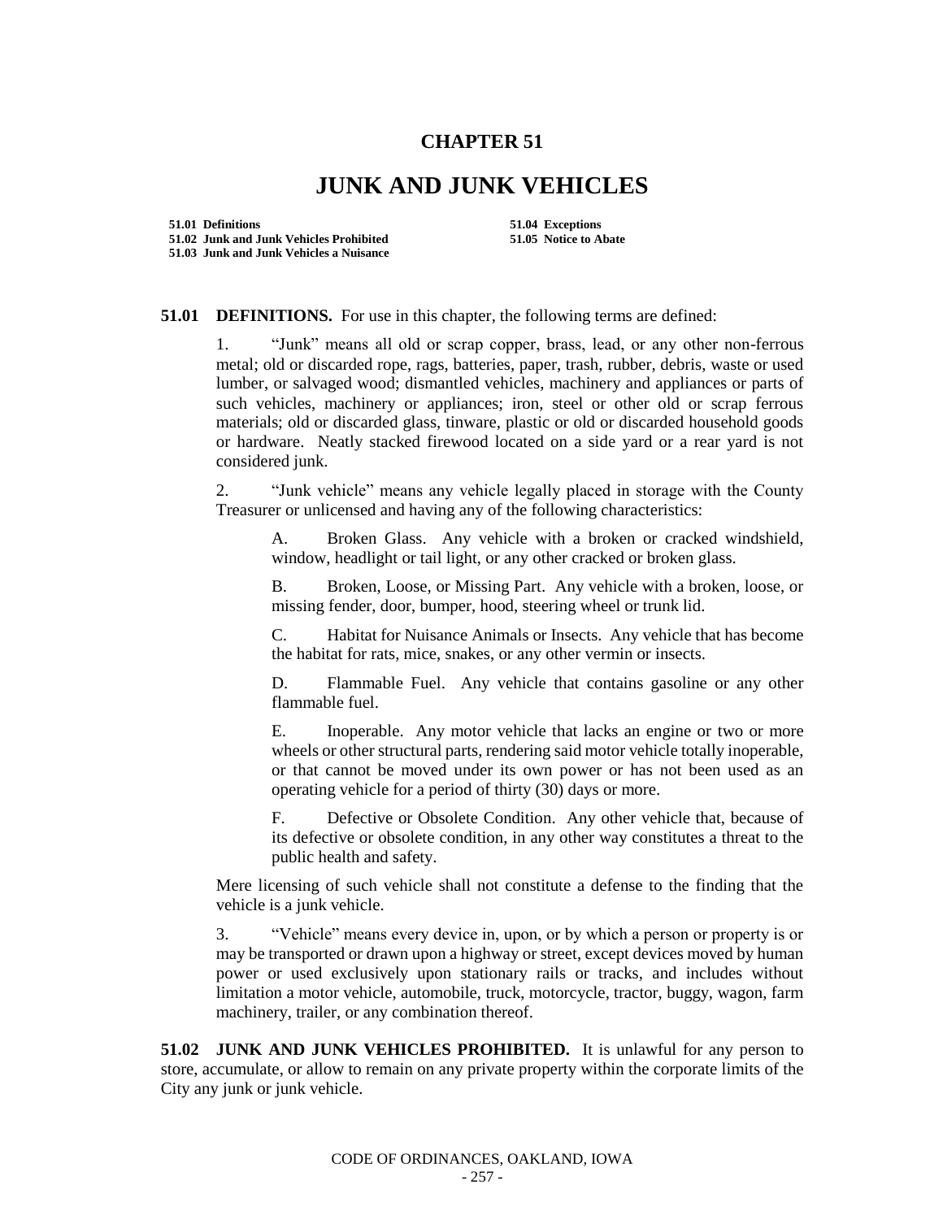# CHAPTER 51

# JUNK AND JUNK VEHICLES

**51.01 Definitions**
**51.02 Junk and Junk Vehicles Prohibited**
**51.03 Junk and Junk Vehicles a Nuisance**
**51.04 Exceptions**
**51.05 Notice to Abate**

**51.01 DEFINITIONS.** For use in this chapter, the following terms are defined:

1. "Junk" means all old or scrap copper, brass, lead, or any other non-ferrous metal; old or discarded rope, rags, batteries, paper, trash, rubber, debris, waste or used lumber, or salvaged wood; dismantled vehicles, machinery and appliances or parts of such vehicles, machinery or appliances; iron, steel or other old or scrap ferrous materials; old or discarded glass, tinware, plastic or old or discarded household goods or hardware. Neatly stacked firewood located on a side yard or a rear yard is not considered junk.

2. "Junk vehicle" means any vehicle legally placed in storage with the County Treasurer or unlicensed and having any of the following characteristics:

   A. Broken Glass. Any vehicle with a broken or cracked windshield, window, headlight or tail light, or any other cracked or broken glass.

   B. Broken, Loose, or Missing Part. Any vehicle with a broken, loose, or missing fender, door, bumper, hood, steering wheel or trunk lid.

   C. Habitat for Nuisance Animals or Insects. Any vehicle that has become the habitat for rats, mice, snakes, or any other vermin or insects.

   D. Flammable Fuel. Any vehicle that contains gasoline or any other flammable fuel.

   E. Inoperable. Any motor vehicle that lacks an engine or two or more wheels or other structural parts, rendering said motor vehicle totally inoperable, or that cannot be moved under its own power or has not been used as an operating vehicle for a period of thirty (30) days or more.

   F. Defective or Obsolete Condition. Any other vehicle that, because of its defective or obsolete condition, in any other way constitutes a threat to the public health and safety.

Mere licensing of such vehicle shall not constitute a defense to the finding that the vehicle is a junk vehicle.

3. "Vehicle" means every device in, upon, or by which a person or property is or may be transported or drawn upon a highway or street, except devices moved by human power or used exclusively upon stationary rails or tracks, and includes without limitation a motor vehicle, automobile, truck, motorcycle, tractor, buggy, wagon, farm machinery, trailer, or any combination thereof.

**51.02 JUNK AND JUNK VEHICLES PROHIBITED.** It is unlawful for any person to store, accumulate, or allow to remain on any private property within the corporate limits of the City any junk or junk vehicle.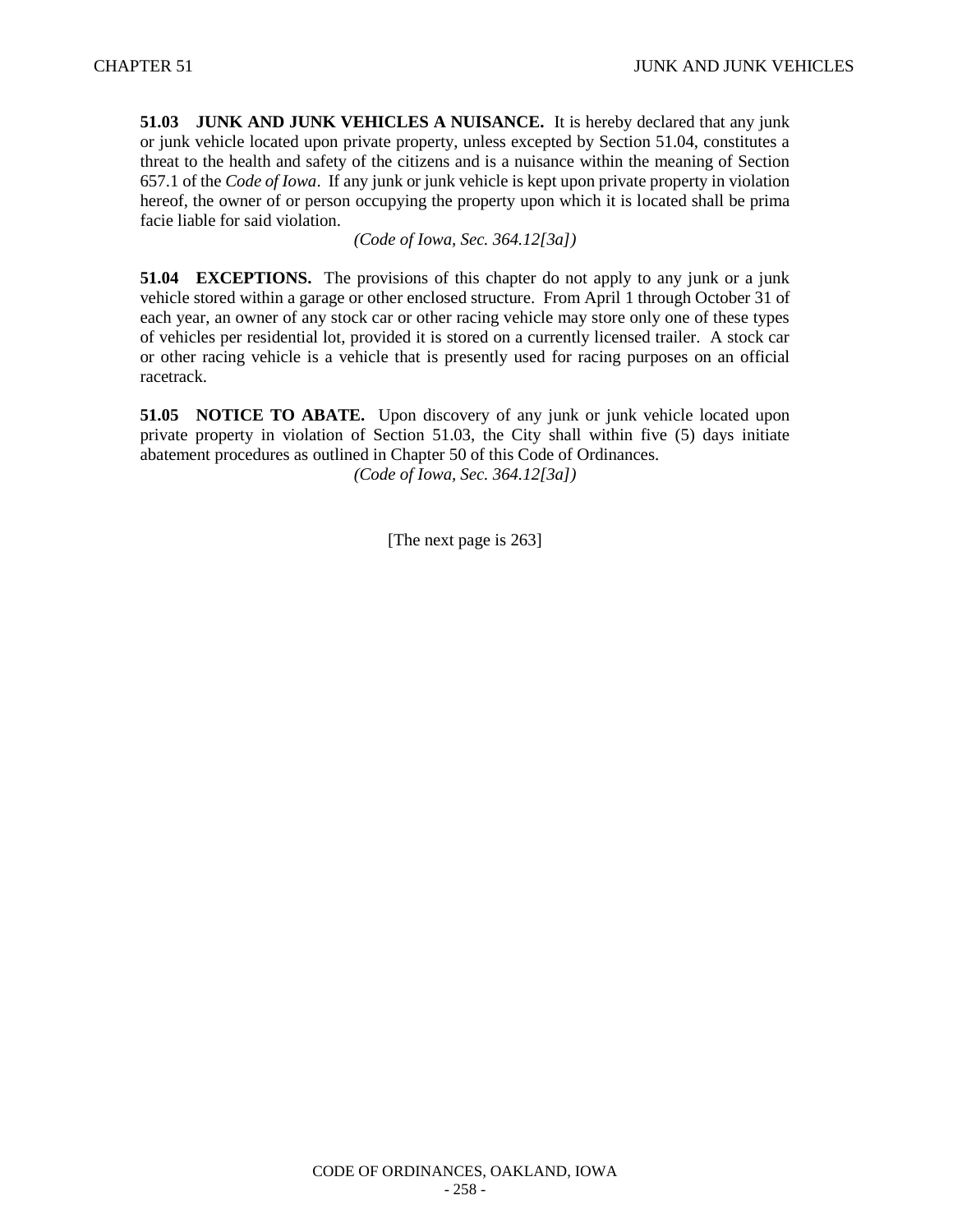**51.03 JUNK AND JUNK VEHICLES A NUISANCE.** It is hereby declared that any junk or junk vehicle located upon private property, unless excepted by Section 51.04, constitutes a threat to the health and safety of the citizens and is a nuisance within the meaning of Section 657.1 of the *Code of Iowa*. If any junk or junk vehicle is kept upon private property in violation hereof, the owner of or person occupying the property upon which it is located shall be prima facie liable for said violation.

*(Code of Iowa, Sec. 364.12[3a])*

**51.04 EXCEPTIONS.** The provisions of this chapter do not apply to any junk or a junk vehicle stored within a garage or other enclosed structure. From April 1 through October 31 of each year, an owner of any stock car or other racing vehicle may store only one of these types of vehicles per residential lot, provided it is stored on a currently licensed trailer. A stock car or other racing vehicle is a vehicle that is presently used for racing purposes on an official racetrack.

**51.05 NOTICE TO ABATE.** Upon discovery of any junk or junk vehicle located upon private property in violation of Section 51.03, the City shall within five (5) days initiate abatement procedures as outlined in Chapter 50 of this Code of Ordinances.

*(Code of Iowa, Sec. 364.12[3a])*

[The next page is 263]